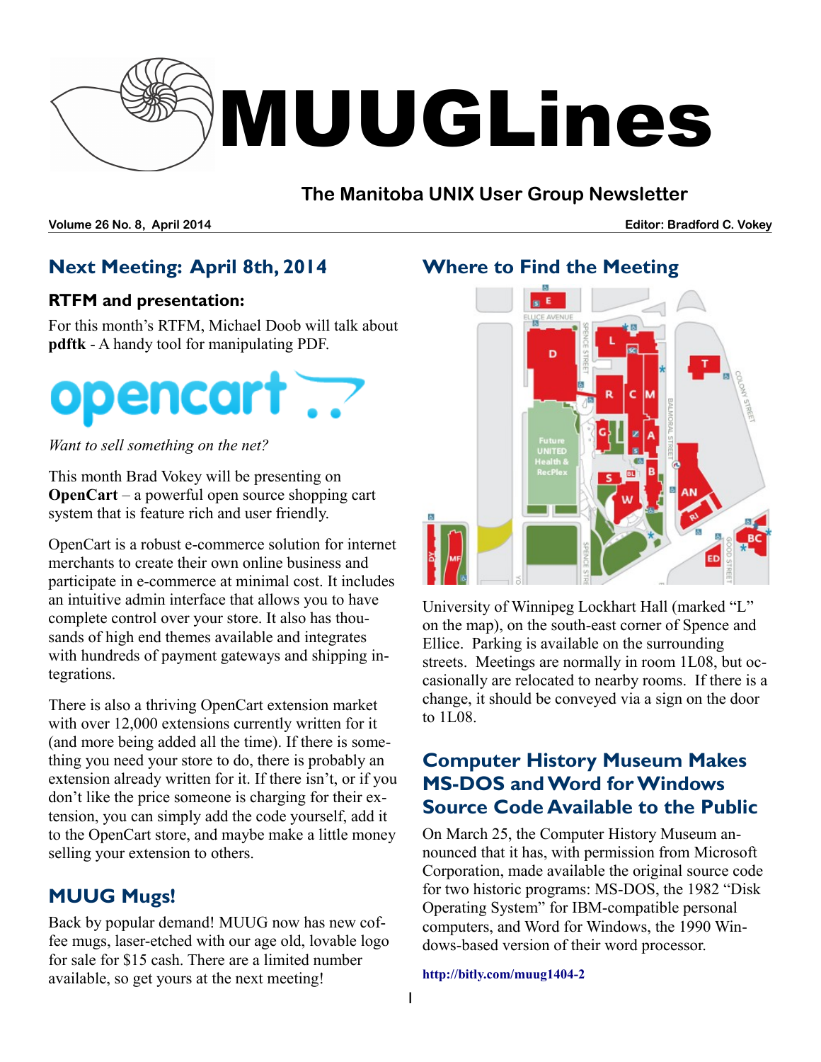# MUUGLines

## The Manitoba UNIX User Group Newsletter

**Volume 26 No. 8, April 2014** **Editor: Bradford C. Vokey**

## Next Meeting: April 8th, 2014

### RTFM and presentation:

For this month's RTFM, Michael Doob will talk about **pdftk** - A handy tool for manipulating PDF.

*Want to sell something on the net?*

This month Brad Vokey will be presenting on **OpenCart** – a powerful open source shopping cart system that is feature rich and user friendly.

OpenCart is a robust e-commerce solution for internet merchants to create their own online business and participate in e-commerce at minimal cost. It includes an intuitive admin interface that allows you to have complete control over your store. It also has thousands of high end themes available and integrates with hundreds of payment gateways and shipping integrations.

There is also a thriving OpenCart extension market with over 12,000 extensions currently written for it (and more being added all the time). If there is something you need your store to do, there is probably an extension already written for it. If there isn't, or if you don't like the price someone is charging for their extension, you can simply add the code yourself, add it to the OpenCart store, and maybe make a little money selling your extension to others.

## MUUG Mugs!

Back by popular demand! MUUG now has new coffee mugs, laser-etched with our age old, lovable logo for sale for $15 cash. There are a limited number available, so get yours at the next meeting!

## Where to Find the Meeting

University of Winnipeg Lockhart Hall (marked "L" on the map), on the south-east corner of Spence and Ellice. Parking is available on the surrounding streets. Meetings are normally in room 1L08, but occasionally are relocated to nearby rooms. If there is a change, it should be conveyed via a sign on the door to 1L08.

## Computer History Museum Makes MS-DOS and Word for Windows Source Code Available to the Public

On March 25, the Computer History Museum announced that it has, with permission from Microsoft Corporation, made available the original source code for two historic programs: MS-DOS, the 1982 "Disk Operating System" for IBM-compatible personal computers, and Word for Windows, the 1990 Windows-based version of their word processor.

**http://bitly.com/muug1404-2**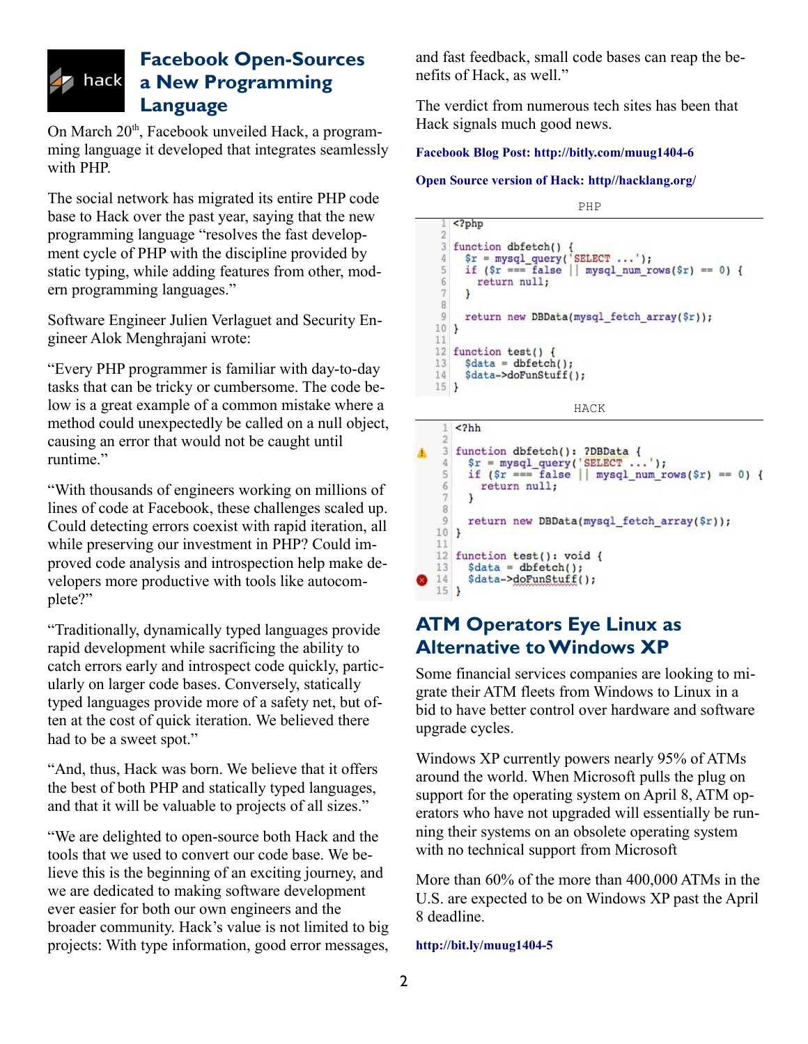## Facebook Open-Sources a New Programming Language

On March 20th, Facebook unveiled Hack, a programming language it developed that integrates seamlessly with PHP.

The social network has migrated its entire PHP code base to Hack over the past year, saying that the new programming language "resolves the fast development cycle of PHP with the discipline provided by static typing, while adding features from other, modern programming languages."

Software Engineer Julien Verlaguet and Security Engineer Alok Menghrajani wrote:

"Every PHP programmer is familiar with day-to-day tasks that can be tricky or cumbersome. The code below is a great example of a common mistake where a method could unexpectedly be called on a null object, causing an error that would not be caught until runtime."

"With thousands of engineers working on millions of lines of code at Facebook, these challenges scaled up. Could detecting errors coexist with rapid iteration, all while preserving our investment in PHP? Could improved code analysis and introspection help make developers more productive with tools like autocomplete?"

"Traditionally, dynamically typed languages provide rapid development while sacrificing the ability to catch errors early and introspect code quickly, particularly on larger code bases. Conversely, statically typed languages provide more of a safety net, but often at the cost of quick iteration. We believed there had to be a sweet spot."

"And, thus, Hack was born. We believe that it offers the best of both PHP and statically typed languages, and that it will be valuable to projects of all sizes."

"We are delighted to open-source both Hack and the tools that we used to convert our code base. We believe this is the beginning of an exciting journey, and we are dedicated to making software development ever easier for both our own engineers and the broader community. Hack's value is not limited to big projects: With type information, good error messages, and fast feedback, small code bases can reap the benefits of Hack, as well."

The verdict from numerous tech sites has been that Hack signals much good news.

**Facebook Blog Post: http://bitly.com/muug1404-6**

**Open Source version of Hack: http//hacklang.org/**

PHP

```
<?php

function dbfetch() {
  $r = mysql_query('SELECT ...');
  if ($r === false || mysql_num_rows($r) == 0) {
    return null;
  }

  return new DBData(mysql_fetch_array($r));
}

function test() {
  $data = dbfetch();
  $data->doFunStuff();
}
```

HACK

```
<?hh

function dbfetch(): ?DBData {
  $r = mysql_query('SELECT ...');
  if ($r === false || mysql_num_rows($r) == 0) {
    return null;
  }

  return new DBData(mysql_fetch_array($r));
}

function test(): void {
  $data = dbfetch();
  $data->doFunStuff();
}
```

## ATM Operators Eye Linux as Alternative to Windows XP

Some financial services companies are looking to migrate their ATM fleets from Windows to Linux in a bid to have better control over hardware and software upgrade cycles.

Windows XP currently powers nearly 95% of ATMs around the world. When Microsoft pulls the plug on support for the operating system on April 8, ATM operators who have not upgraded will essentially be running their systems on an obsolete operating system with no technical support from Microsoft

More than 60% of the more than 400,000 ATMs in the U.S. are expected to be on Windows XP past the April 8 deadline.

**http://bit.ly/muug1404-5**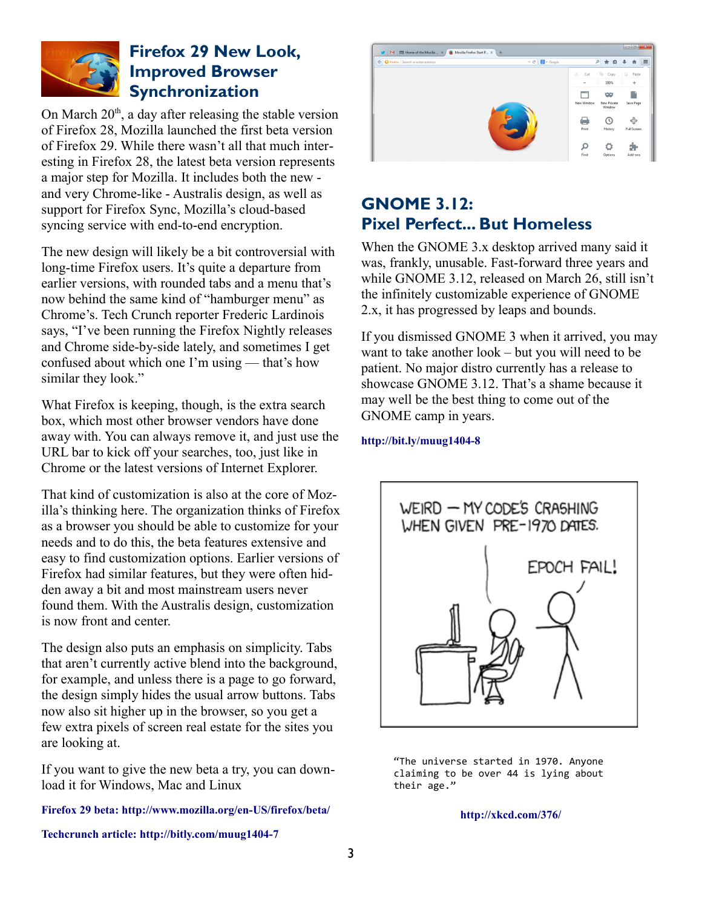## Firefox 29 New Look, Improved Browser Synchronization

On March 20th, a day after releasing the stable version of Firefox 28, Mozilla launched the first beta version of Firefox 29. While there wasn't all that much interesting in Firefox 28, the latest beta version represents a major step for Mozilla. It includes both the new - and very Chrome-like - Australis design, as well as support for Firefox Sync, Mozilla's cloud-based syncing service with end-to-end encryption.

The new design will likely be a bit controversial with long-time Firefox users. It's quite a departure from earlier versions, with rounded tabs and a menu that's now behind the same kind of "hamburger menu" as Chrome's. Tech Crunch reporter Frederic Lardinois says, "I've been running the Firefox Nightly releases and Chrome side-by-side lately, and sometimes I get confused about which one I'm using — that's how similar they look."

What Firefox is keeping, though, is the extra search box, which most other browser vendors have done away with. You can always remove it, and just use the URL bar to kick off your searches, too, just like in Chrome or the latest versions of Internet Explorer.

That kind of customization is also at the core of Mozilla's thinking here. The organization thinks of Firefox as a browser you should be able to customize for your needs and to do this, the beta features extensive and easy to find customization options. Earlier versions of Firefox had similar features, but they were often hidden away a bit and most mainstream users never found them. With the Australis design, customization is now front and center.

The design also puts an emphasis on simplicity. Tabs that aren't currently active blend into the background, for example, and unless there is a page to go forward, the design simply hides the usual arrow buttons. Tabs now also sit higher up in the browser, so you get a few extra pixels of screen real estate for the sites you are looking at.

If you want to give the new beta a try, you can download it for Windows, Mac and Linux

**Firefox 29 beta: http://www.mozilla.org/en-US/firefox/beta/**

**Techcrunch article: http://bitly.com/muug1404-7**

## GNOME 3.12: Pixel Perfect... But Homeless

When the GNOME 3.x desktop arrived many said it was, frankly, unusable. Fast-forward three years and while GNOME 3.12, released on March 26, still isn't the infinitely customizable experience of GNOME 2.x, it has progressed by leaps and bounds.

If you dismissed GNOME 3 when it arrived, you may want to take another look – but you will need to be patient. No major distro currently has a release to showcase GNOME 3.12. That's a shame because it may well be the best thing to come out of the GNOME camp in years.

**http://bit.ly/muug1404-8**

"The universe started in 1970. Anyone claiming to be over 44 is lying about their age."

**http://xkcd.com/376/**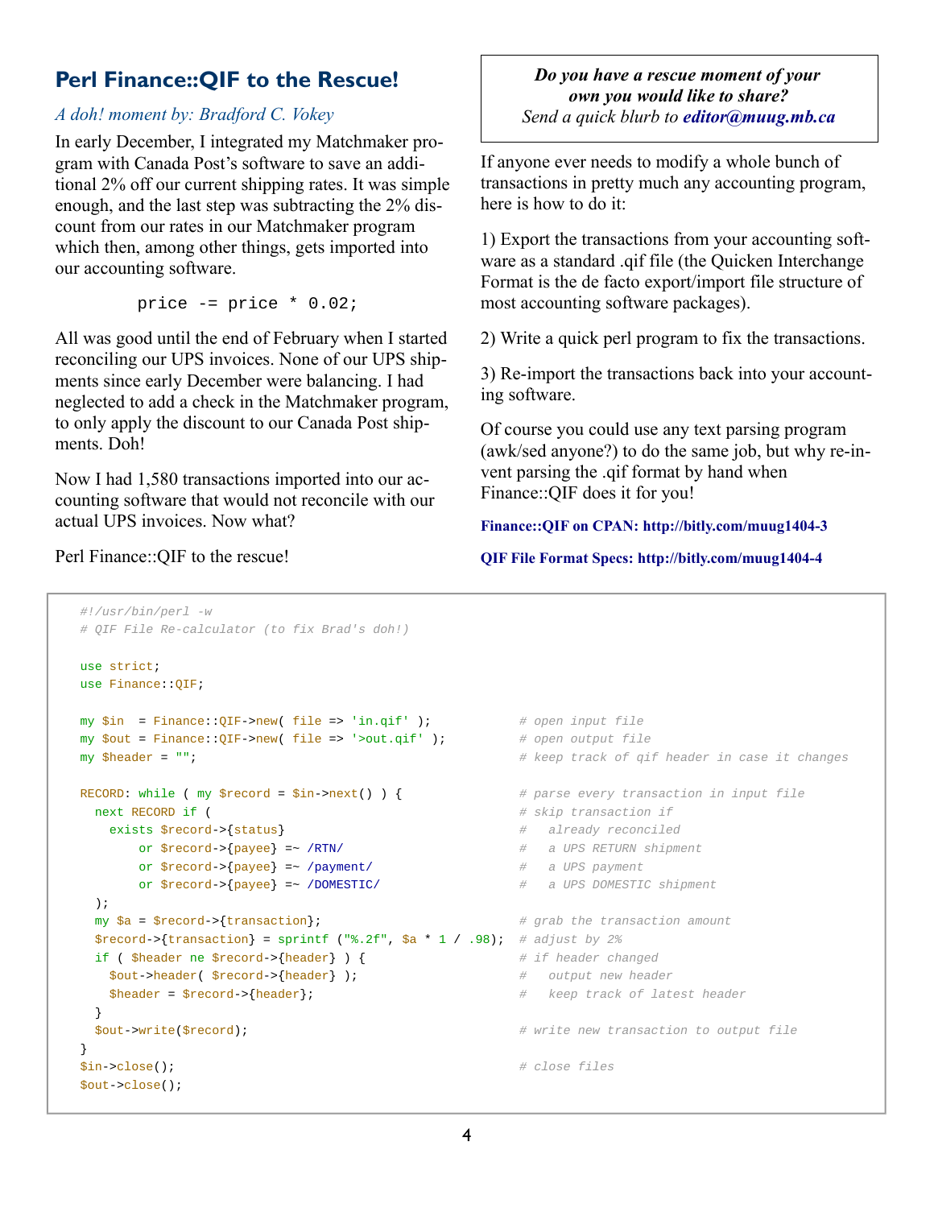## Perl Finance::QIF to the Rescue!

*A doh! moment by: Bradford C. Vokey*

In early December, I integrated my Matchmaker program with Canada Post's software to save an additional 2% off our current shipping rates. It was simple enough, and the last step was subtracting the 2% discount from our rates in our Matchmaker program which then, among other things, gets imported into our accounting software.

```
price -= price * 0.02;
```

All was good until the end of February when I started reconciling our UPS invoices. None of our UPS shipments since early December were balancing. I had neglected to add a check in the Matchmaker program, to only apply the discount to our Canada Post shipments. Doh!

Now I had 1,580 transactions imported into our accounting software that would not reconcile with our actual UPS invoices. Now what?

Perl Finance::QIF to the rescue!

> ***Do you have a rescue moment of your own you would like to share?***
> *Send a quick blurb to* ***editor@muug.mb.ca***

If anyone ever needs to modify a whole bunch of transactions in pretty much any accounting program, here is how to do it:

1) Export the transactions from your accounting software as a standard .qif file (the Quicken Interchange Format is the de facto export/import file structure of most accounting software packages).

2) Write a quick perl program to fix the transactions.

3) Re-import the transactions back into your accounting software.

Of course you could use any text parsing program (awk/sed anyone?) to do the same job, but why re-invent parsing the .qif format by hand when Finance::QIF does it for you!

**Finance::QIF on CPAN: http://bitly.com/muug1404-3**

**QIF File Format Specs: http://bitly.com/muug1404-4**

```perl
#!/usr/bin/perl -w
# QIF File Re-calculator (to fix Brad's doh!)

use strict;
use Finance::QIF;

my $in  = Finance::QIF->new( file => 'in.qif' );          # open input file
my $out = Finance::QIF->new( file => '>out.qif' );        # open output file
my $header = "";                                          # keep track of qif header in case it changes

RECORD: while ( my $record = $in->next() ) {              # parse every transaction in input file
  next RECORD if (                                        # skip transaction if
    exists $record->{status}                              #   already reconciled
        or $record->{payee} =~ /RTN/                      #   a UPS RETURN shipment
        or $record->{payee} =~ /payment/                  #   a UPS payment
        or $record->{payee} =~ /DOMESTIC/                 #   a UPS DOMESTIC shipment
  );
  my $a = $record->{transaction};                         # grab the transaction amount
  $record->{transaction} = sprintf ("%.2f", $a * 1 / .98); # adjust by 2%
  if ( $header ne $record->{header} ) {                   # if header changed
    $out->header( $record->{header} );                    #   output new header
    $header = $record->{header};                          #   keep track of latest header
  }
  $out->write($record);                                   # write new transaction to output file
}
$in->close();                                             # close files
$out->close();
```